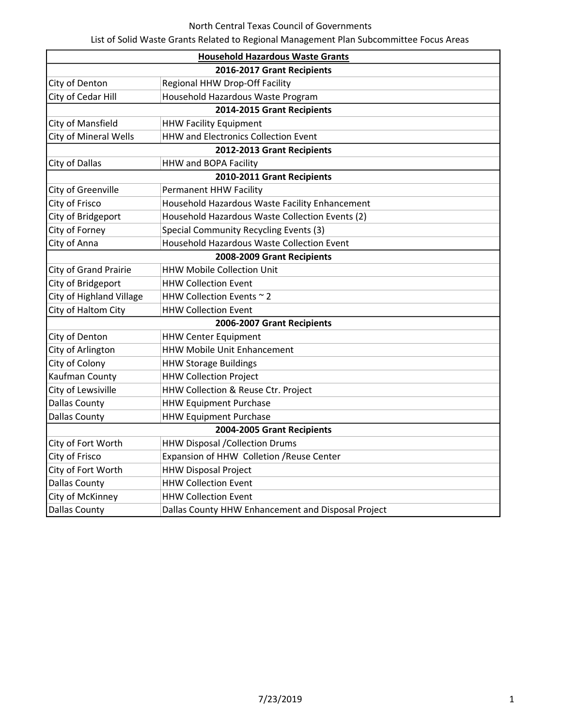North Central Texas Council of Governments

List of Solid Waste Grants Related to Regional Management Plan Subcommittee Focus Areas

| **Household Hazardous Waste Grants** | |
|---|---|
| **2016-2017 Grant Recipients** | |
| City of Denton | Regional HHW Drop-Off Facility |
| City of Cedar Hill | Household Hazardous Waste Program |
| **2014-2015 Grant Recipients** | |
| City of Mansfield | HHW Facility Equipment |
| City of Mineral Wells | HHW and Electronics Collection Event |
| **2012-2013 Grant Recipients** | |
| City of Dallas | HHW and BOPA Facility |
| **2010-2011 Grant Recipients** | |
| City of Greenville | Permanent HHW Facility |
| City of Frisco | Household Hazardous Waste Facility Enhancement |
| City of Bridgeport | Household Hazardous Waste Collection Events (2) |
| City of Forney | Special Community Recycling Events (3) |
| City of Anna | Household Hazardous Waste Collection Event |
| **2008-2009 Grant Recipients** | |
| City of Grand Prairie | HHW Mobile Collection Unit |
| City of Bridgeport | HHW Collection Event |
| City of Highland Village | HHW Collection Events ~ 2 |
| City of Haltom City | HHW Collection Event |
| **2006-2007 Grant Recipients** | |
| City of Denton | HHW Center Equipment |
| City of Arlington | HHW Mobile Unit Enhancement |
| City of Colony | HHW Storage Buildings |
| Kaufman County | HHW Collection Project |
| City of Lewsiville | HHW Collection & Reuse Ctr. Project |
| Dallas County | HHW Equipment Purchase |
| Dallas County | HHW Equipment Purchase |
| **2004-2005 Grant Recipients** | |
| City of Fort Worth | HHW Disposal /Collection Drums |
| City of Frisco | Expansion of HHW Colletion /Reuse Center |
| City of Fort Worth | HHW Disposal Project |
| Dallas County | HHW Collection Event |
| City of McKinney | HHW Collection Event |
| Dallas County | Dallas County HHW Enhancement and Disposal Project |

7/23/2019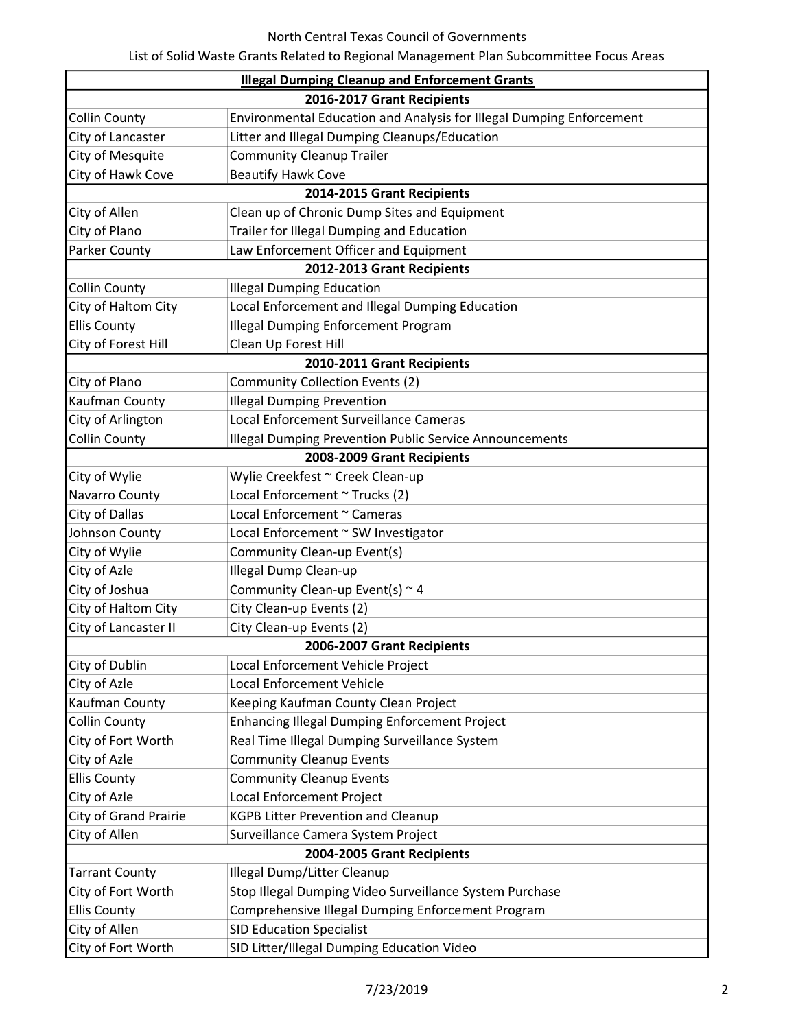North Central Texas Council of Governments

List of Solid Waste Grants Related to Regional Management Plan Subcommittee Focus Areas

| **Illegal Dumping Cleanup and Enforcement Grants** | |
|---|---|
| **2016-2017 Grant Recipients** | |
| Collin County | Environmental Education and Analysis for Illegal Dumping Enforcement |
| City of Lancaster | Litter and Illegal Dumping Cleanups/Education |
| City of Mesquite | Community Cleanup Trailer |
| City of Hawk Cove | Beautify Hawk Cove |
| **2014-2015 Grant Recipients** | |
| City of Allen | Clean up of Chronic Dump Sites and Equipment |
| City of Plano | Trailer for Illegal Dumping and Education |
| Parker County | Law Enforcement Officer and Equipment |
| **2012-2013 Grant Recipients** | |
| Collin County | Illegal Dumping Education |
| City of Haltom City | Local Enforcement and Illegal Dumping Education |
| Ellis County | Illegal Dumping Enforcement Program |
| City of Forest Hill | Clean Up Forest Hill |
| **2010-2011 Grant Recipients** | |
| City of Plano | Community Collection Events (2) |
| Kaufman County | Illegal Dumping Prevention |
| City of Arlington | Local Enforcement Surveillance Cameras |
| Collin County | Illegal Dumping Prevention Public Service Announcements |
| **2008-2009 Grant Recipients** | |
| City of Wylie | Wylie Creekfest ~ Creek Clean-up |
| Navarro County | Local Enforcement ~ Trucks (2) |
| City of Dallas | Local Enforcement ~ Cameras |
| Johnson County | Local Enforcement ~ SW Investigator |
| City of Wylie | Community Clean-up Event(s) |
| City of Azle | Illegal Dump Clean-up |
| City of Joshua | Community Clean-up Event(s) ~ 4 |
| City of Haltom City | City Clean-up Events (2) |
| City of Lancaster II | City Clean-up Events (2) |
| **2006-2007 Grant Recipients** | |
| City of Dublin | Local Enforcement Vehicle Project |
| City of Azle | Local Enforcement Vehicle |
| Kaufman County | Keeping Kaufman County Clean Project |
| Collin County | Enhancing Illegal Dumping Enforcement Project |
| City of Fort Worth | Real Time Illegal Dumping Surveillance System |
| City of Azle | Community Cleanup Events |
| Ellis County | Community Cleanup Events |
| City of Azle | Local Enforcement Project |
| City of Grand Prairie | KGPB Litter Prevention and Cleanup |
| City of Allen | Surveillance Camera System Project |
| **2004-2005 Grant Recipients** | |
| Tarrant County | Illegal Dump/Litter Cleanup |
| City of Fort Worth | Stop Illegal Dumping Video Surveillance System Purchase |
| Ellis County | Comprehensive Illegal Dumping Enforcement Program |
| City of Allen | SID Education Specialist |
| City of Fort Worth | SID Litter/Illegal Dumping Education Video |

7/23/2019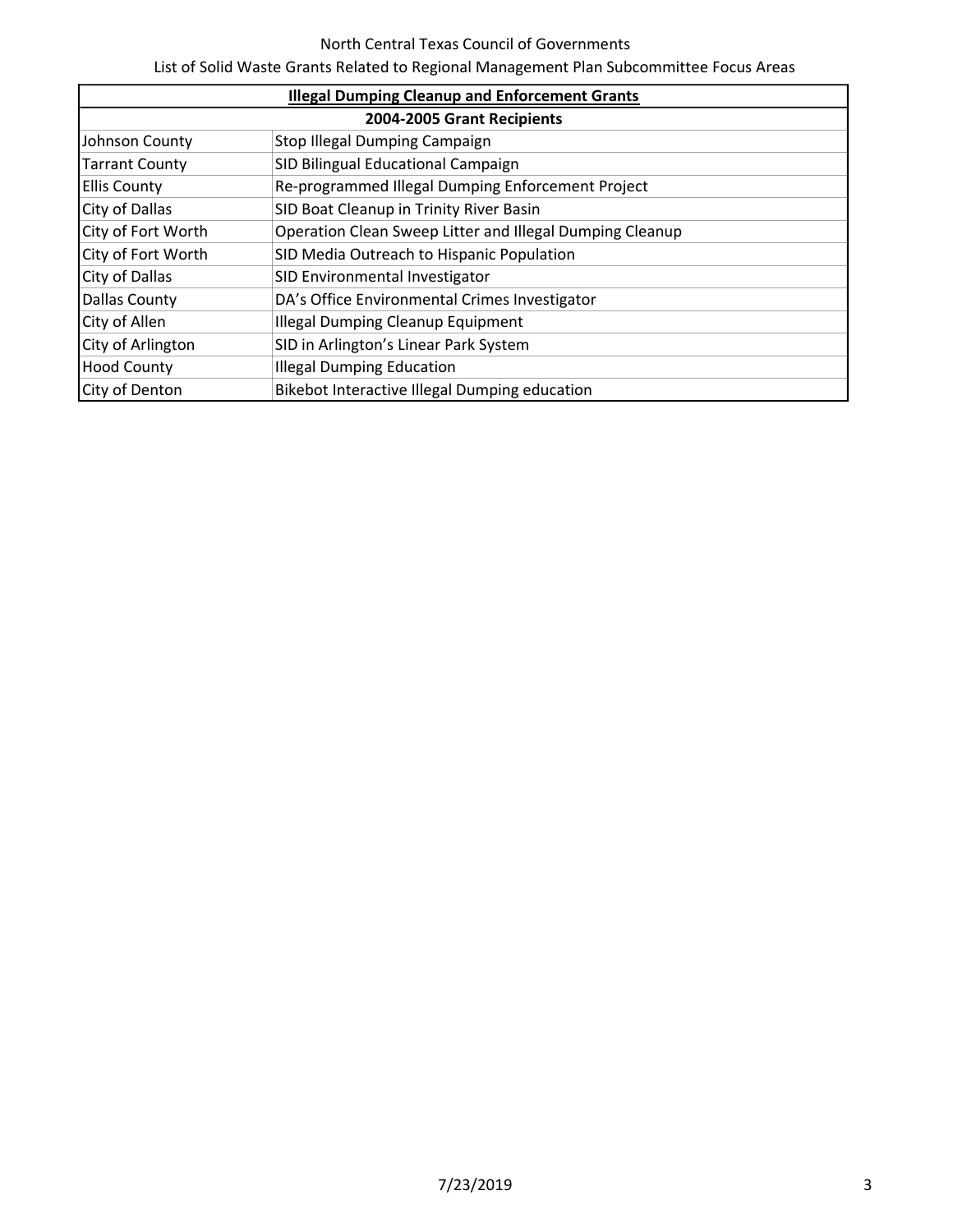North Central Texas Council of Governments

List of Solid Waste Grants Related to Regional Management Plan Subcommittee Focus Areas

| **Illegal Dumping Cleanup and Enforcement Grants** | |
|---|---|
| **2004-2005 Grant Recipients** | |
| Johnson County | Stop Illegal Dumping Campaign |
| Tarrant County | SID Bilingual Educational Campaign |
| Ellis County | Re-programmed Illegal Dumping Enforcement Project |
| City of Dallas | SID Boat Cleanup in Trinity River Basin |
| City of Fort Worth | Operation Clean Sweep Litter and Illegal Dumping Cleanup |
| City of Fort Worth | SID Media Outreach to Hispanic Population |
| City of Dallas | SID Environmental Investigator |
| Dallas County | DA's Office Environmental Crimes Investigator |
| City of Allen | Illegal Dumping Cleanup Equipment |
| City of Arlington | SID in Arlington's Linear Park System |
| Hood County | Illegal Dumping Education |
| City of Denton | Bikebot Interactive Illegal Dumping education |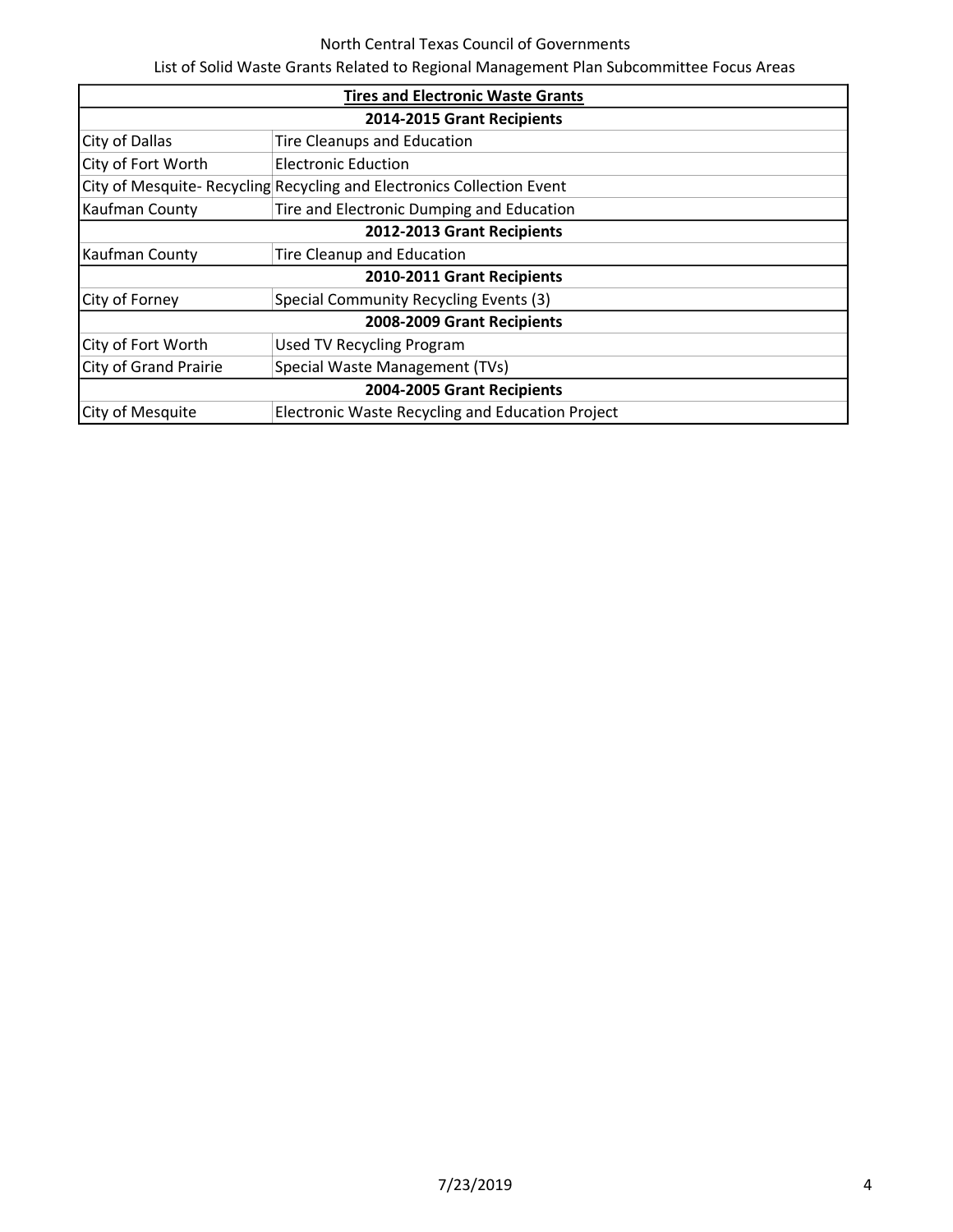North Central Texas Council of Governments

List of Solid Waste Grants Related to Regional Management Plan Subcommittee Focus Areas

| Tires and Electronic Waste Grants | |
| --- | --- |
| **2014-2015 Grant Recipients** | |
| City of Dallas | Tire Cleanups and Education |
| City of Fort Worth | Electronic Eduction |
| City of Mesquite- Recycling | Recycling and Electronics Collection Event |
| Kaufman County | Tire and Electronic Dumping and Education |
| **2012-2013 Grant Recipients** | |
| Kaufman County | Tire Cleanup and Education |
| **2010-2011 Grant Recipients** | |
| City of Forney | Special Community Recycling Events (3) |
| **2008-2009 Grant Recipients** | |
| City of Fort Worth | Used TV Recycling Program |
| City of Grand Prairie | Special Waste Management (TVs) |
| **2004-2005 Grant Recipients** | |
| City of Mesquite | Electronic Waste Recycling and Education Project |

7/23/2019